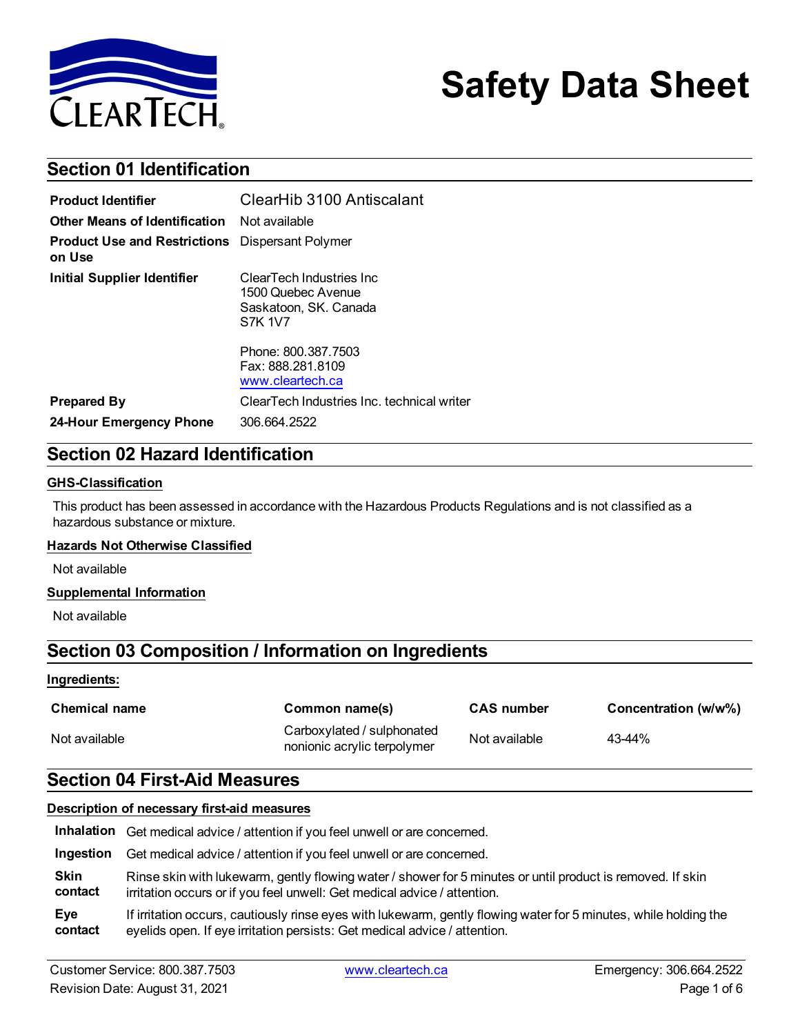# Safety Data Sheet

## Section 01 Identification

| | |
|---|---|
| **Product Identifier** | ClearHib 3100 Antiscalant |
| **Other Means of Identification** | Not available |
| **Product Use and Restrictions on Use** | Dispersant Polymer |
| **Initial Supplier Identifier** | ClearTech Industries Inc<br>1500 Quebec Avenue<br>Saskatoon, SK. Canada<br>S7K 1V7<br><br>Phone: 800.387.7503<br>Fax: 888.281.8109<br>www.cleartech.ca |
| **Prepared By** | ClearTech Industries Inc. technical writer |
| **24-Hour Emergency Phone** | 306.664.2522 |

## Section 02 Hazard Identification

**GHS-Classification**

This product has been assessed in accordance with the Hazardous Products Regulations and is not classified as a hazardous substance or mixture.

**Hazards Not Otherwise Classified**

Not available

**Supplemental Information**

Not available

## Section 03 Composition / Information on Ingredients

**Ingredients:**

| Chemical name | Common name(s) | CAS number | Concentration (w/w%) |
|---|---|---|---|
| Not available | Carboxylated / sulphonated nonionic acrylic terpolymer | Not available | 43-44% |

## Section 04 First-Aid Measures

**Description of necessary first-aid measures**

| | |
|---|---|
| **Inhalation** | Get medical advice / attention if you feel unwell or are concerned. |
| **Ingestion** | Get medical advice / attention if you feel unwell or are concerned. |
| **Skin contact** | Rinse skin with lukewarm, gently flowing water / shower for 5 minutes or until product is removed. If skin irritation occurs or if you feel unwell: Get medical advice / attention. |
| **Eye contact** | If irritation occurs, cautiously rinse eyes with lukewarm, gently flowing water for 5 minutes, while holding the eyelids open. If eye irritation persists: Get medical advice / attention. |

Customer Service: 800.387.7503 | www.cleartech.ca | Emergency: 306.664.2522

Revision Date: August 31, 2021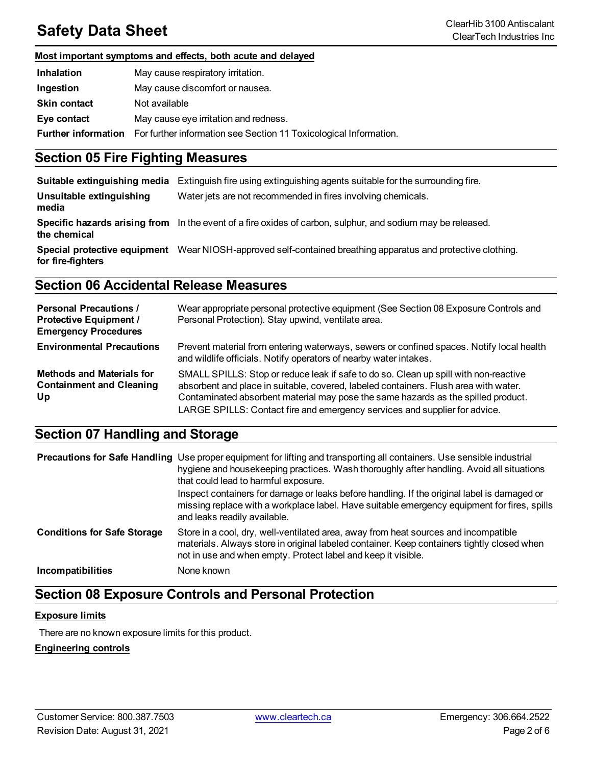**Most important symptoms and effects, both acute and delayed**

| | |
|---|---|
| **Inhalation** | May cause respiratory irritation. |
| **Ingestion** | May cause discomfort or nausea. |
| **Skin contact** | Not available |
| **Eye contact** | May cause eye irritation and redness. |
| **Further information** | For further information see Section 11 Toxicological Information. |

## Section 05 Fire Fighting Measures

| | |
|---|---|
| **Suitable extinguishing media** | Extinguish fire using extinguishing agents suitable for the surrounding fire. |
| **Unsuitable extinguishing media** | Water jets are not recommended in fires involving chemicals. |
| **Specific hazards arising from the chemical** | In the event of a fire oxides of carbon, sulphur, and sodium may be released. |
| **Special protective equipment for fire-fighters** | Wear NIOSH-approved self-contained breathing apparatus and protective clothing. |

## Section 06 Accidental Release Measures

| | |
|---|---|
| **Personal Precautions / Protective Equipment / Emergency Procedures** | Wear appropriate personal protective equipment (See Section 08 Exposure Controls and Personal Protection). Stay upwind, ventilate area. |
| **Environmental Precautions** | Prevent material from entering waterways, sewers or confined spaces. Notify local health and wildlife officials. Notify operators of nearby water intakes. |
| **Methods and Materials for Containment and Cleaning Up** | SMALL SPILLS: Stop or reduce leak if safe to do so. Clean up spill with non-reactive absorbent and place in suitable, covered, labeled containers. Flush area with water. Contaminated absorbent material may pose the same hazards as the spilled product. LARGE SPILLS: Contact fire and emergency services and supplier for advice. |

## Section 07 Handling and Storage

| | |
|---|---|
| **Precautions for Safe Handling** | Use proper equipment for lifting and transporting all containers. Use sensible industrial hygiene and housekeeping practices. Wash thoroughly after handling. Avoid all situations that could lead to harmful exposure. Inspect containers for damage or leaks before handling. If the original label is damaged or missing replace with a workplace label. Have suitable emergency equipment for fires, spills and leaks readily available. |
| **Conditions for Safe Storage** | Store in a cool, dry, well-ventilated area, away from heat sources and incompatible materials. Always store in original labeled container. Keep containers tightly closed when not in use and when empty. Protect label and keep it visible. |
| **Incompatibilities** | None known |

## Section 08 Exposure Controls and Personal Protection

**Exposure limits**

There are no known exposure limits for this product.

**Engineering controls**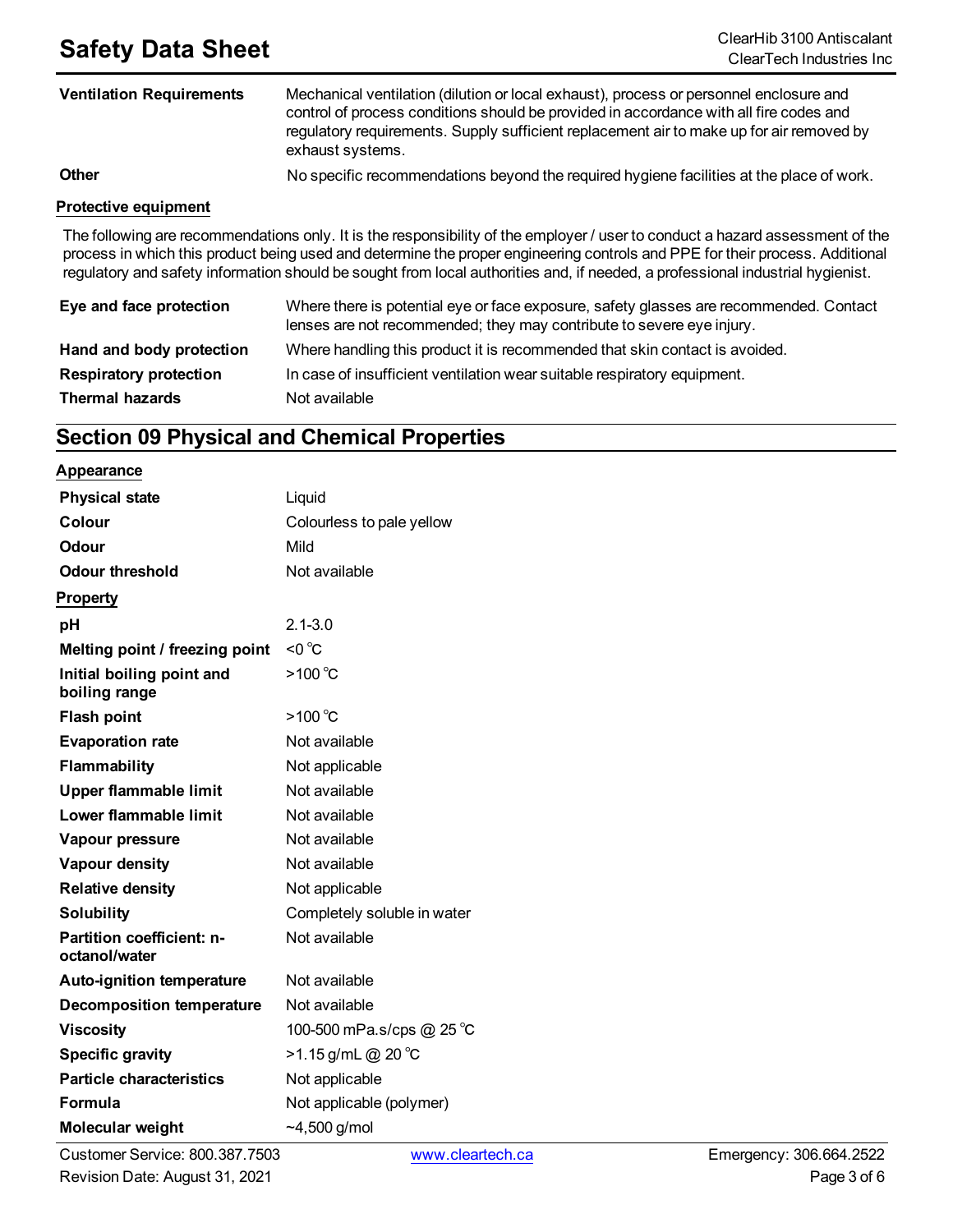| | |
|---|---|
| **Ventilation Requirements** | Mechanical ventilation (dilution or local exhaust), process or personnel enclosure and control of process conditions should be provided in accordance with all fire codes and regulatory requirements. Supply sufficient replacement air to make up for air removed by exhaust systems. |
| **Other** | No specific recommendations beyond the required hygiene facilities at the place of work. |

**Protective equipment**

The following are recommendations only. It is the responsibility of the employer / user to conduct a hazard assessment of the process in which this product being used and determine the proper engineering controls and PPE for their process. Additional regulatory and safety information should be sought from local authorities and, if needed, a professional industrial hygienist.

| | |
|---|---|
| **Eye and face protection** | Where there is potential eye or face exposure, safety glasses are recommended. Contact lenses are not recommended; they may contribute to severe eye injury. |
| **Hand and body protection** | Where handling this product it is recommended that skin contact is avoided. |
| **Respiratory protection** | In case of insufficient ventilation wear suitable respiratory equipment. |
| **Thermal hazards** | Not available |

## Section 09 Physical and Chemical Properties

**Appearance**

| | |
|---|---|
| **Physical state** | Liquid |
| **Colour** | Colourless to pale yellow |
| **Odour** | Mild |
| **Odour threshold** | Not available |

**Property**

| | |
|---|---|
| **pH** | 2.1-3.0 |
| **Melting point / freezing point** | <0 ℃ |
| **Initial boiling point and boiling range** | >100 ℃ |
| **Flash point** | >100 ℃ |
| **Evaporation rate** | Not available |
| **Flammability** | Not applicable |
| **Upper flammable limit** | Not available |
| **Lower flammable limit** | Not available |
| **Vapour pressure** | Not available |
| **Vapour density** | Not available |
| **Relative density** | Not applicable |
| **Solubility** | Completely soluble in water |
| **Partition coefficient: n-octanol/water** | Not available |
| **Auto-ignition temperature** | Not available |
| **Decomposition temperature** | Not available |
| **Viscosity** | 100-500 mPa.s/cps @ 25 ℃ |
| **Specific gravity** | >1.15 g/mL @ 20 ℃ |
| **Particle characteristics** | Not applicable |
| **Formula** | Not applicable (polymer) |
| **Molecular weight** | ~4,500 g/mol |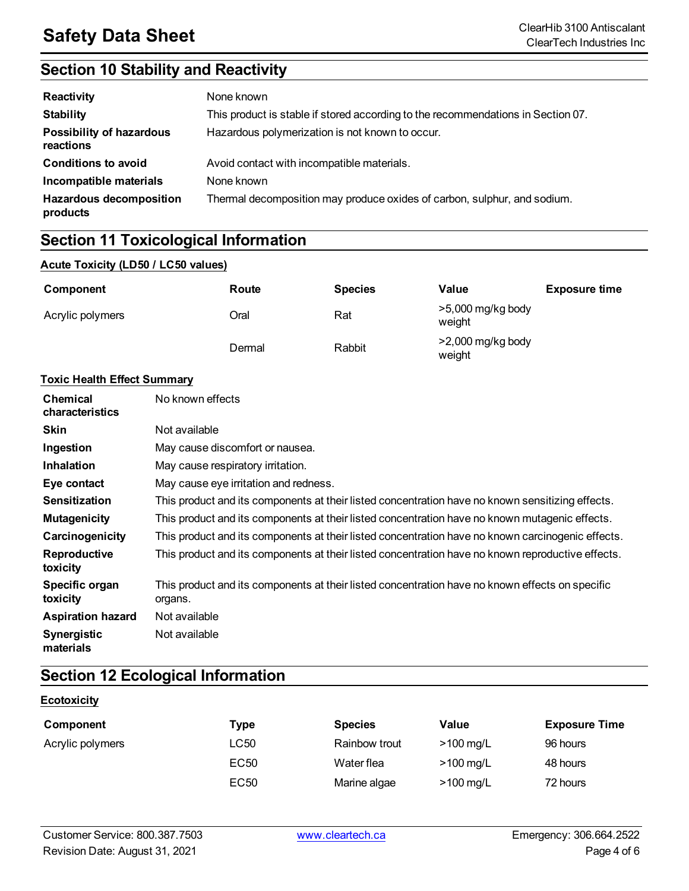## Section 10 Stability and Reactivity

| | |
|---|---|
| **Reactivity** | None known |
| **Stability** | This product is stable if stored according to the recommendations in Section 07. |
| **Possibility of hazardous reactions** | Hazardous polymerization is not known to occur. |
| **Conditions to avoid** | Avoid contact with incompatible materials. |
| **Incompatible materials** | None known |
| **Hazardous decomposition products** | Thermal decomposition may produce oxides of carbon, sulphur, and sodium. |

## Section 11 Toxicological Information

**Acute Toxicity (LD50 / LC50 values)**

| Component | Route | Species | Value | Exposure time |
|---|---|---|---|---|
| Acrylic polymers | Oral | Rat | >5,000 mg/kg body weight | |
| | Dermal | Rabbit | >2,000 mg/kg body weight | |

**Toxic Health Effect Summary**

| | |
|---|---|
| **Chemical characteristics** | No known effects |
| **Skin** | Not available |
| **Ingestion** | May cause discomfort or nausea. |
| **Inhalation** | May cause respiratory irritation. |
| **Eye contact** | May cause eye irritation and redness. |
| **Sensitization** | This product and its components at their listed concentration have no known sensitizing effects. |
| **Mutagenicity** | This product and its components at their listed concentration have no known mutagenic effects. |
| **Carcinogenicity** | This product and its components at their listed concentration have no known carcinogenic effects. |
| **Reproductive toxicity** | This product and its components at their listed concentration have no known reproductive effects. |
| **Specific organ toxicity** | This product and its components at their listed concentration have no known effects on specific organs. |
| **Aspiration hazard** | Not available |
| **Synergistic materials** | Not available |

## Section 12 Ecological Information

**Ecotoxicity**

| Component | Type | Species | Value | Exposure Time |
|---|---|---|---|---|
| Acrylic polymers | LC50 | Rainbow trout | >100 mg/L | 96 hours |
| | EC50 | Water flea | >100 mg/L | 48 hours |
| | EC50 | Marine algae | >100 mg/L | 72 hours |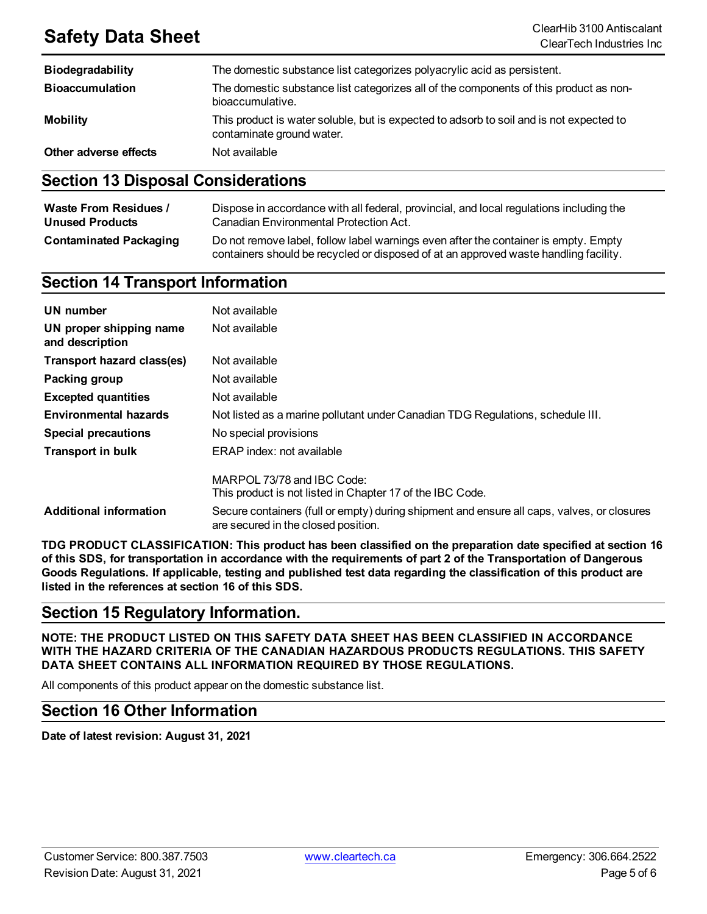| | |
|---|---|
| **Biodegradability** | The domestic substance list categorizes polyacrylic acid as persistent. |
| **Bioaccumulation** | The domestic substance list categorizes all of the components of this product as non-bioaccumulative. |
| **Mobility** | This product is water soluble, but is expected to adsorb to soil and is not expected to contaminate ground water. |
| **Other adverse effects** | Not available |

## Section 13 Disposal Considerations

| | |
|---|---|
| **Waste From Residues / Unused Products** | Dispose in accordance with all federal, provincial, and local regulations including the Canadian Environmental Protection Act. |
| **Contaminated Packaging** | Do not remove label, follow label warnings even after the container is empty. Empty containers should be recycled or disposed of at an approved waste handling facility. |

## Section 14 Transport Information

| | |
|---|---|
| **UN number** | Not available |
| **UN proper shipping name and description** | Not available |
| **Transport hazard class(es)** | Not available |
| **Packing group** | Not available |
| **Excepted quantities** | Not available |
| **Environmental hazards** | Not listed as a marine pollutant under Canadian TDG Regulations, schedule III. |
| **Special precautions** | No special provisions |
| **Transport in bulk** | ERAP index: not available<br><br>MARPOL 73/78 and IBC Code:<br>This product is not listed in Chapter 17 of the IBC Code. |
| **Additional information** | Secure containers (full or empty) during shipment and ensure all caps, valves, or closures are secured in the closed position. |

**TDG PRODUCT CLASSIFICATION: This product has been classified on the preparation date specified at section 16 of this SDS, for transportation in accordance with the requirements of part 2 of the Transportation of Dangerous Goods Regulations. If applicable, testing and published test data regarding the classification of this product are listed in the references at section 16 of this SDS.**

## Section 15 Regulatory Information.

**NOTE: THE PRODUCT LISTED ON THIS SAFETY DATA SHEET HAS BEEN CLASSIFIED IN ACCORDANCE WITH THE HAZARD CRITERIA OF THE CANADIAN HAZARDOUS PRODUCTS REGULATIONS. THIS SAFETY DATA SHEET CONTAINS ALL INFORMATION REQUIRED BY THOSE REGULATIONS.**

All components of this product appear on the domestic substance list.

## Section 16 Other Information

**Date of latest revision: August 31, 2021**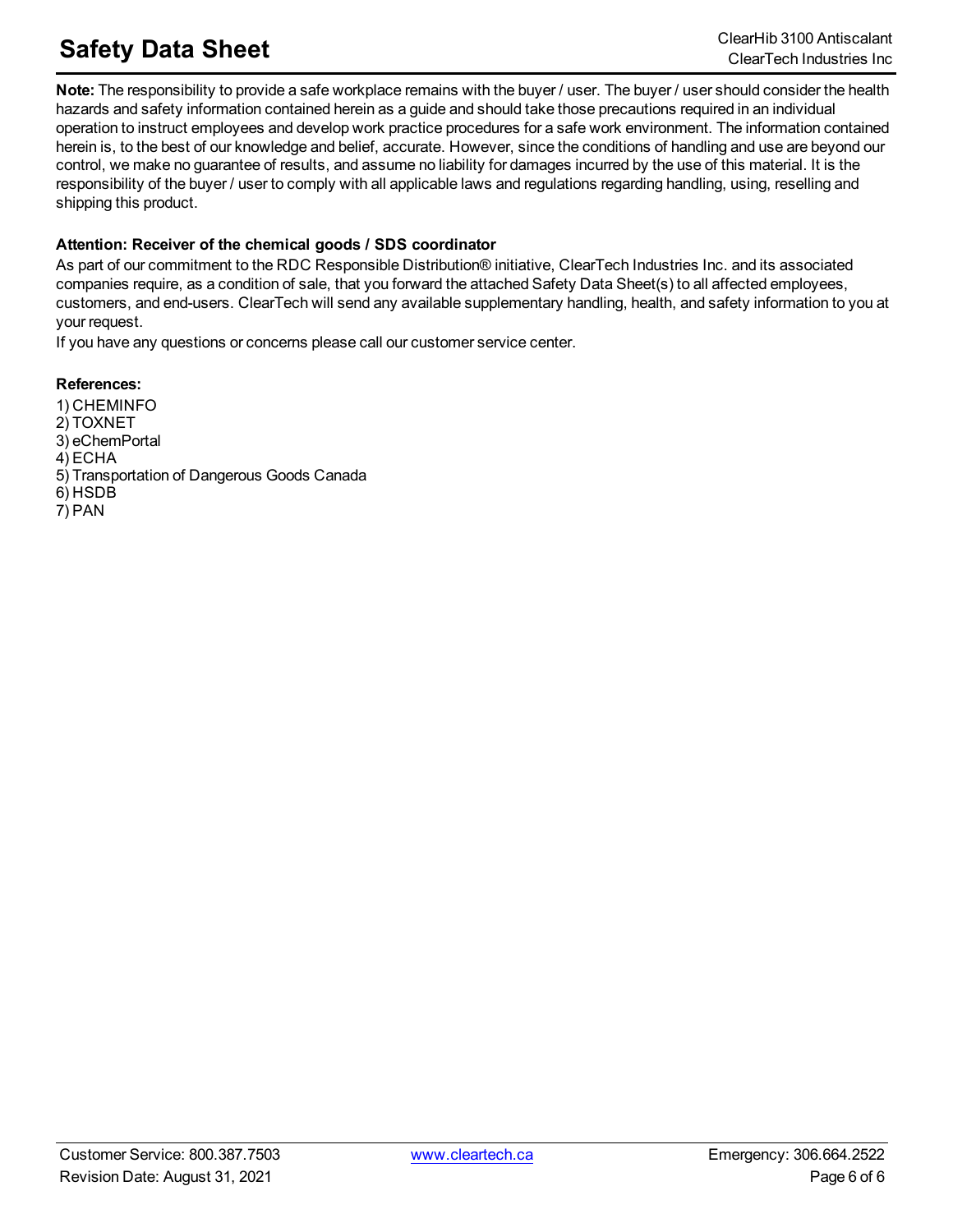**Note:** The responsibility to provide a safe workplace remains with the buyer / user. The buyer / user should consider the health hazards and safety information contained herein as a guide and should take those precautions required in an individual operation to instruct employees and develop work practice procedures for a safe work environment. The information contained herein is, to the best of our knowledge and belief, accurate. However, since the conditions of handling and use are beyond our control, we make no guarantee of results, and assume no liability for damages incurred by the use of this material. It is the responsibility of the buyer / user to comply with all applicable laws and regulations regarding handling, using, reselling and shipping this product.

**Attention: Receiver of the chemical goods / SDS coordinator**

As part of our commitment to the RDC Responsible Distribution® initiative, ClearTech Industries Inc. and its associated companies require, as a condition of sale, that you forward the attached Safety Data Sheet(s) to all affected employees, customers, and end-users. ClearTech will send any available supplementary handling, health, and safety information to you at your request.

If you have any questions or concerns please call our customer service center.

**References:**

1) CHEMINFO
2) TOXNET
3) eChemPortal
4) ECHA
5) Transportation of Dangerous Goods Canada
6) HSDB
7) PAN